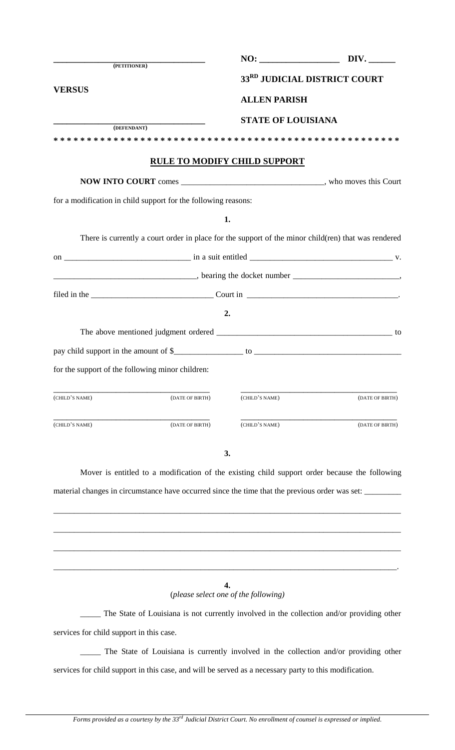| | |
|---|---|
| \_\_\_\_\_\_\_\_\_\_\_\_\_\_\_\_\_\_\_\_\_\_\_\_\_\_\_\_\_\_\_\_ **(PETITIONER)** | **NO: \_\_\_\_\_\_\_\_\_\_\_\_\_\_\_\_\_\_ DIV. \_\_\_\_\_\_** |
| **VERSUS** | **33RD JUDICIAL DISTRICT COURT** |
| | **ALLEN PARISH** |
| \_\_\_\_\_\_\_\_\_\_\_\_\_\_\_\_\_\_\_\_\_\_\_\_\_\_\_\_\_\_\_\_ **(DEFENDANT)** | **STATE OF LOUISIANA** |

**\* \* \* \* \* \* \* \* \* \* \* \* \* \* \* \* \* \* \* \* \* \* \* \* \* \* \* \* \* \* \* \* \* \* \* \* \* \* \* \* \* \* \* \* \* \* \* \* \* \***

## RULE TO MODIFY CHILD SUPPORT

**NOW INTO COURT** comes \_\_\_\_\_\_\_\_\_\_\_\_\_\_\_\_\_\_\_\_\_\_\_\_\_\_\_\_\_\_\_\_\_\_, who moves this Court for a modification in child support for the following reasons:

**1.**

There is currently a court order in place for the support of the minor child(ren) that was rendered on \_\_\_\_\_\_\_\_\_\_\_\_\_\_\_\_\_\_\_\_\_\_\_\_\_\_\_\_\_\_ in a suit entitled \_\_\_\_\_\_\_\_\_\_\_\_\_\_\_\_\_\_\_\_\_\_\_\_\_\_\_\_\_\_\_\_\_\_ v. \_\_\_\_\_\_\_\_\_\_\_\_\_\_\_\_\_\_\_\_\_\_\_\_\_\_\_\_\_\_\_\_\_\_, bearing the docket number \_\_\_\_\_\_\_\_\_\_\_\_\_\_\_\_\_\_\_\_\_\_\_\_\_\_, filed in the \_\_\_\_\_\_\_\_\_\_\_\_\_\_\_\_\_\_\_\_\_\_\_\_\_\_\_\_\_ Court in \_\_\_\_\_\_\_\_\_\_\_\_\_\_\_\_\_\_\_\_\_\_\_\_\_\_\_\_\_\_\_\_\_\_\_\_\_.

**2.**

The above mentioned judgment ordered \_\_\_\_\_\_\_\_\_\_\_\_\_\_\_\_\_\_\_\_\_\_\_\_\_\_\_\_\_\_\_\_\_\_\_\_\_\_\_\_\_\_ to pay child support in the amount of $\_\_\_\_\_\_\_\_\_\_\_\_\_\_\_\_\_ to \_\_\_\_\_\_\_\_\_\_\_\_\_\_\_\_\_\_\_\_\_\_\_\_\_\_\_\_\_\_\_\_\_\_ for the support of the following minor children:

| | | | |
|---|---|---|---|
| \_\_\_\_\_\_\_\_\_\_\_\_\_\_\_\_\_\_\_\_ (CHILD'S NAME) | (DATE OF BIRTH) | \_\_\_\_\_\_\_\_\_\_\_\_\_\_\_\_\_\_\_\_ (CHILD'S NAME) | (DATE OF BIRTH) |
| \_\_\_\_\_\_\_\_\_\_\_\_\_\_\_\_\_\_\_\_ (CHILD'S NAME) | (DATE OF BIRTH) | \_\_\_\_\_\_\_\_\_\_\_\_\_\_\_\_\_\_\_\_ (CHILD'S NAME) | (DATE OF BIRTH) |

**3.**

Mover is entitled to a modification of the existing child support order because the following material changes in circumstance have occurred since the time that the previous order was set: \_\_\_\_\_\_\_\_\_

\_\_\_\_\_\_\_\_\_\_\_\_\_\_\_\_\_\_\_\_\_\_\_\_\_\_\_\_\_\_\_\_\_\_\_\_\_\_\_\_\_\_\_\_\_\_\_\_\_\_\_\_\_\_\_\_\_\_\_\_\_\_\_\_\_\_\_\_\_\_\_\_\_\_\_\_\_\_\_\_\_\_\_\_

\_\_\_\_\_\_\_\_\_\_\_\_\_\_\_\_\_\_\_\_\_\_\_\_\_\_\_\_\_\_\_\_\_\_\_\_\_\_\_\_\_\_\_\_\_\_\_\_\_\_\_\_\_\_\_\_\_\_\_\_\_\_\_\_\_\_\_\_\_\_\_\_\_\_\_\_\_\_\_\_\_\_\_\_

\_\_\_\_\_\_\_\_\_\_\_\_\_\_\_\_\_\_\_\_\_\_\_\_\_\_\_\_\_\_\_\_\_\_\_\_\_\_\_\_\_\_\_\_\_\_\_\_\_\_\_\_\_\_\_\_\_\_\_\_\_\_\_\_\_\_\_\_\_\_\_\_\_\_\_\_\_\_\_\_\_\_\_\_

\_\_\_\_\_\_\_\_\_\_\_\_\_\_\_\_\_\_\_\_\_\_\_\_\_\_\_\_\_\_\_\_\_\_\_\_\_\_\_\_\_\_\_\_\_\_\_\_\_\_\_\_\_\_\_\_\_\_\_\_\_\_\_\_\_\_\_\_\_\_\_\_\_\_\_\_\_\_\_\_\_\_\_.

**4.**

(*please select one of the following*)

\_\_\_\_\_ The State of Louisiana is not currently involved in the collection and/or providing other services for child support in this case.

\_\_\_\_\_ The State of Louisiana is currently involved in the collection and/or providing other services for child support in this case, and will be served as a necessary party to this modification.

*Forms provided as a courtesy by the 33rd Judicial District Court. No enrollment of counsel is expressed or implied.*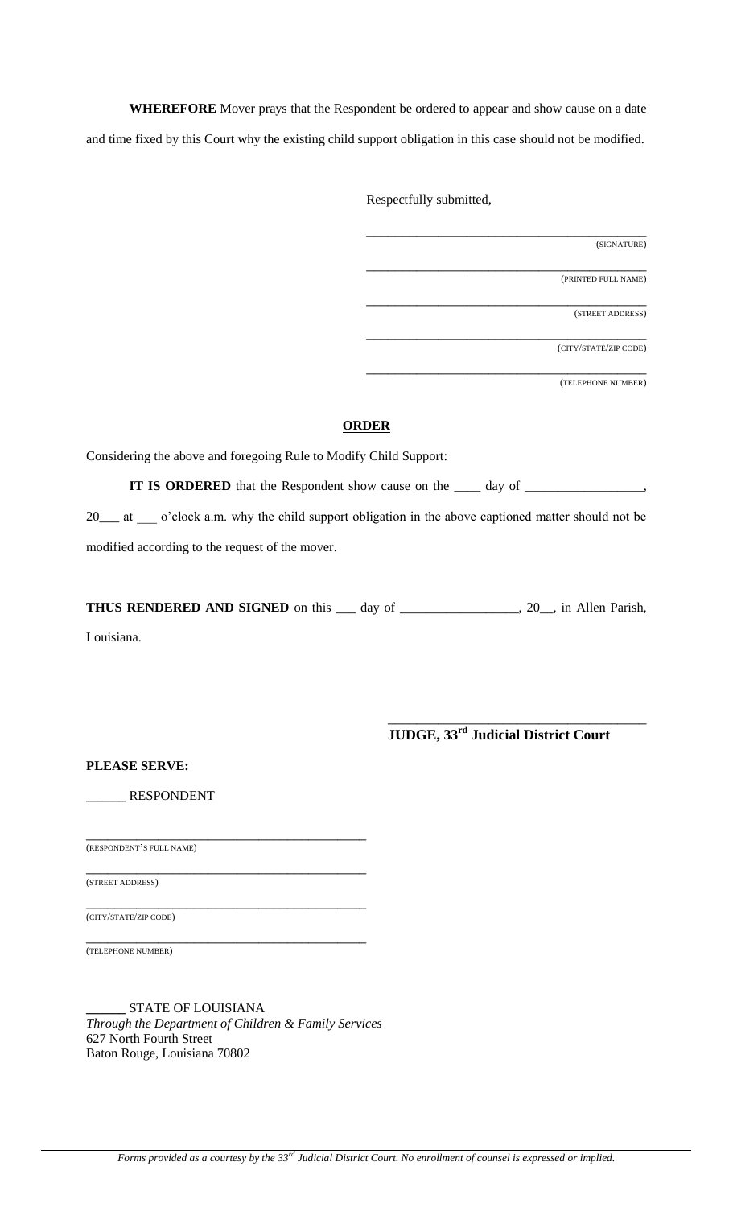**WHEREFORE** Mover prays that the Respondent be ordered to appear and show cause on a date and time fixed by this Court why the existing child support obligation in this case should not be modified.

Respectfully submitted,

\_\_\_\_\_\_\_\_\_\_\_\_\_\_\_\_\_\_\_\_\_\_\_\_\_\_\_\_\_\_\_\_\_\_\_\_\_\_\_\_\_\_\_\_
(SIGNATURE)

\_\_\_\_\_\_\_\_\_\_\_\_\_\_\_\_\_\_\_\_\_\_\_\_\_\_\_\_\_\_\_\_\_\_\_\_\_\_\_\_\_\_\_\_
(PRINTED FULL NAME)

\_\_\_\_\_\_\_\_\_\_\_\_\_\_\_\_\_\_\_\_\_\_\_\_\_\_\_\_\_\_\_\_\_\_\_\_\_\_\_\_\_\_\_\_
(STREET ADDRESS)

\_\_\_\_\_\_\_\_\_\_\_\_\_\_\_\_\_\_\_\_\_\_\_\_\_\_\_\_\_\_\_\_\_\_\_\_\_\_\_\_\_\_\_\_
(CITY/STATE/ZIP CODE)

\_\_\_\_\_\_\_\_\_\_\_\_\_\_\_\_\_\_\_\_\_\_\_\_\_\_\_\_\_\_\_\_\_\_\_\_\_\_\_\_\_\_\_\_
(TELEPHONE NUMBER)

**ORDER**

Considering the above and foregoing Rule to Modify Child Support:

**IT IS ORDERED** that the Respondent show cause on the \_\_\_\_ day of \_\_\_\_\_\_\_\_\_\_\_\_\_\_\_\_\_\_, 20\_\_\_ at \_\_\_ o'clock a.m. why the child support obligation in the above captioned matter should not be modified according to the request of the mover.

**THUS RENDERED AND SIGNED** on this \_\_\_ day of \_\_\_\_\_\_\_\_\_\_\_\_\_\_\_\_\_\_, 20\_\_, in Allen Parish, Louisiana.

\_\_\_\_\_\_\_\_\_\_\_\_\_\_\_\_\_\_\_\_\_\_\_\_\_\_\_\_\_\_\_\_\_\_\_\_\_\_\_\_
**JUDGE, 33rd Judicial District Court**

**PLEASE SERVE:**

\_\_\_\_\_\_ RESPONDENT

\_\_\_\_\_\_\_\_\_\_\_\_\_\_\_\_\_\_\_\_\_\_\_\_\_\_\_\_\_\_\_\_\_\_\_\_\_\_\_\_\_\_\_\_
(RESPONDENT'S FULL NAME)

\_\_\_\_\_\_\_\_\_\_\_\_\_\_\_\_\_\_\_\_\_\_\_\_\_\_\_\_\_\_\_\_\_\_\_\_\_\_\_\_\_\_\_\_
(STREET ADDRESS)

\_\_\_\_\_\_\_\_\_\_\_\_\_\_\_\_\_\_\_\_\_\_\_\_\_\_\_\_\_\_\_\_\_\_\_\_\_\_\_\_\_\_\_\_
(CITY/STATE/ZIP CODE)

\_\_\_\_\_\_\_\_\_\_\_\_\_\_\_\_\_\_\_\_\_\_\_\_\_\_\_\_\_\_\_\_\_\_\_\_\_\_\_\_\_\_\_\_
(TELEPHONE NUMBER)

\_\_\_\_\_\_ STATE OF LOUISIANA
*Through the Department of Children & Family Services*
627 North Fourth Street
Baton Rouge, Louisiana 70802

*Forms provided as a courtesy by the 33rd Judicial District Court. No enrollment of counsel is expressed or implied.*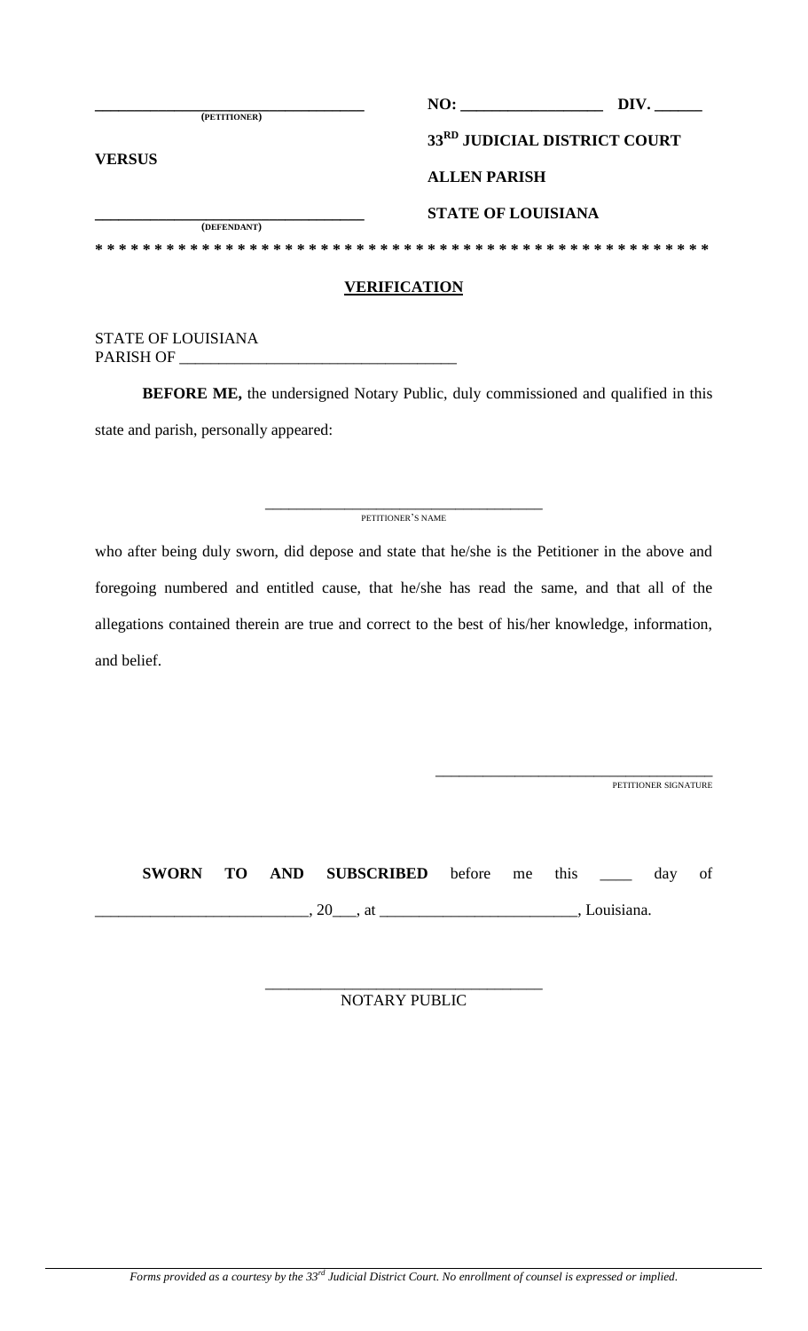| | |
|---|---|
| __________________________________ | **NO: __________________ DIV. ______** |
| **(PETITIONER)** | **33[RD] JUDICIAL DISTRICT COURT** |
| **VERSUS** | **ALLEN PARISH** |
| __________________________________ | **STATE OF LOUISIANA** |
| **(DEFENDANT)** | |

**\* \* \* \* \* \* \* \* \* \* \* \* \* \* \* \* \* \* \* \* \* \* \* \* \* \* \* \* \* \* \* \* \* \* \* \* \* \* \* \* \* \* \* \* \* \* \* \* \* \* \***

## VERIFICATION

STATE OF LOUISIANA
PARISH OF __________________________________

**BEFORE ME,** the undersigned Notary Public, duly commissioned and qualified in this state and parish, personally appeared:

____________________________________
PETITIONER'S NAME

who after being duly sworn, did depose and state that he/she is the Petitioner in the above and foregoing numbered and entitled cause, that he/she has read the same, and that all of the allegations contained therein are true and correct to the best of his/her knowledge, information, and belief.

____________________________________
PETITIONER SIGNATURE

**SWORN TO AND SUBSCRIBED** before me this ____ day of __________________________, 20___, at _________________________, Louisiana.

____________________________________
NOTARY PUBLIC

*Forms provided as a courtesy by the 33[rd] Judicial District Court. No enrollment of counsel is expressed or implied.*